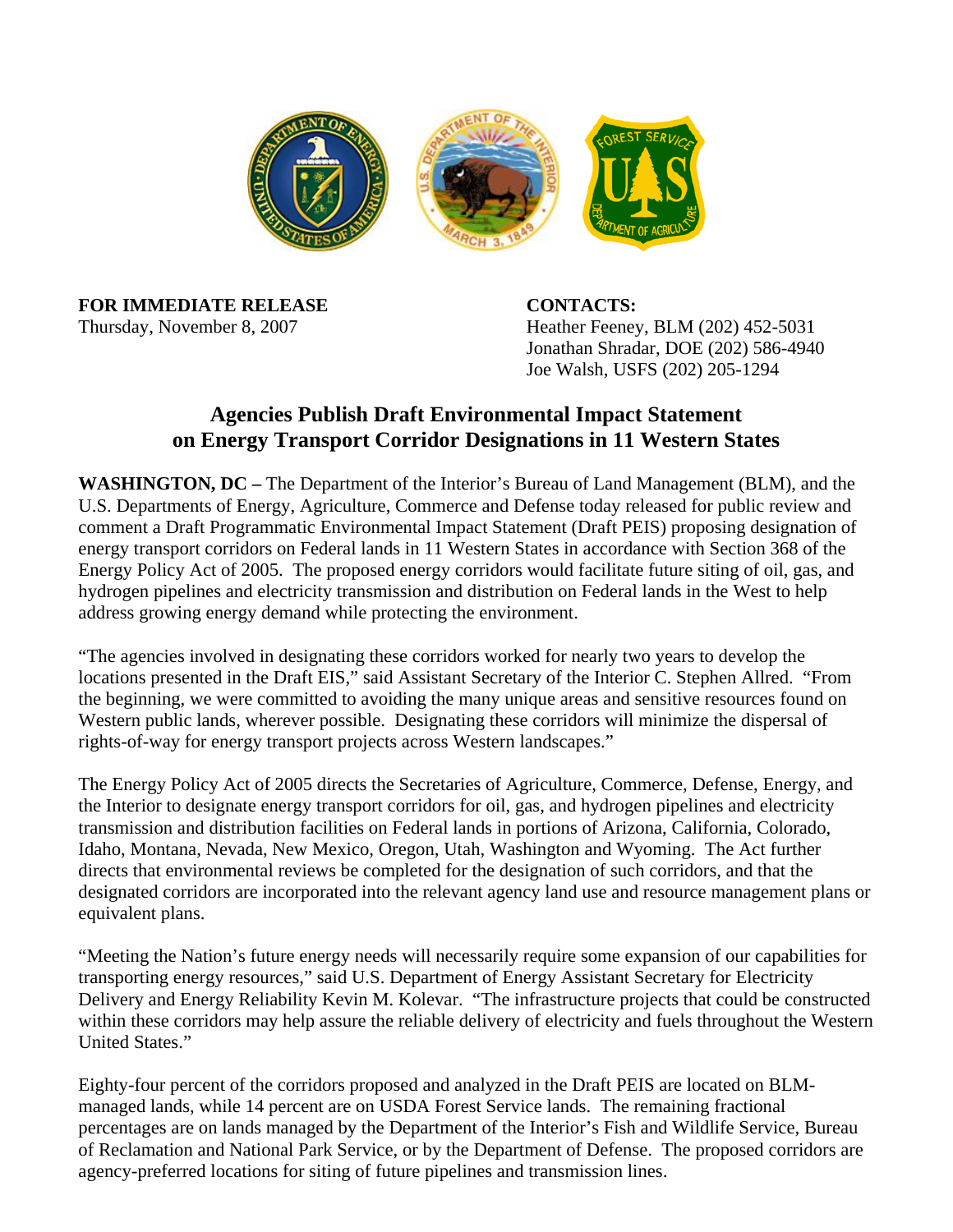**FOR IMMEDIATE RELEASE**
Thursday, November 8, 2007

**CONTACTS:**
Heather Feeney, BLM (202) 452-5031
Jonathan Shradar, DOE (202) 586-4940
Joe Walsh, USFS (202) 205-1294

## Agencies Publish Draft Environmental Impact Statement on Energy Transport Corridor Designations in 11 Western States

**WASHINGTON, DC –** The Department of the Interior's Bureau of Land Management (BLM), and the U.S. Departments of Energy, Agriculture, Commerce and Defense today released for public review and comment a Draft Programmatic Environmental Impact Statement (Draft PEIS) proposing designation of energy transport corridors on Federal lands in 11 Western States in accordance with Section 368 of the Energy Policy Act of 2005. The proposed energy corridors would facilitate future siting of oil, gas, and hydrogen pipelines and electricity transmission and distribution on Federal lands in the West to help address growing energy demand while protecting the environment.

"The agencies involved in designating these corridors worked for nearly two years to develop the locations presented in the Draft EIS," said Assistant Secretary of the Interior C. Stephen Allred. "From the beginning, we were committed to avoiding the many unique areas and sensitive resources found on Western public lands, wherever possible. Designating these corridors will minimize the dispersal of rights-of-way for energy transport projects across Western landscapes."

The Energy Policy Act of 2005 directs the Secretaries of Agriculture, Commerce, Defense, Energy, and the Interior to designate energy transport corridors for oil, gas, and hydrogen pipelines and electricity transmission and distribution facilities on Federal lands in portions of Arizona, California, Colorado, Idaho, Montana, Nevada, New Mexico, Oregon, Utah, Washington and Wyoming. The Act further directs that environmental reviews be completed for the designation of such corridors, and that the designated corridors are incorporated into the relevant agency land use and resource management plans or equivalent plans.

"Meeting the Nation's future energy needs will necessarily require some expansion of our capabilities for transporting energy resources," said U.S. Department of Energy Assistant Secretary for Electricity Delivery and Energy Reliability Kevin M. Kolevar. "The infrastructure projects that could be constructed within these corridors may help assure the reliable delivery of electricity and fuels throughout the Western United States."

Eighty-four percent of the corridors proposed and analyzed in the Draft PEIS are located on BLM-managed lands, while 14 percent are on USDA Forest Service lands. The remaining fractional percentages are on lands managed by the Department of the Interior's Fish and Wildlife Service, Bureau of Reclamation and National Park Service, or by the Department of Defense. The proposed corridors are agency-preferred locations for siting of future pipelines and transmission lines.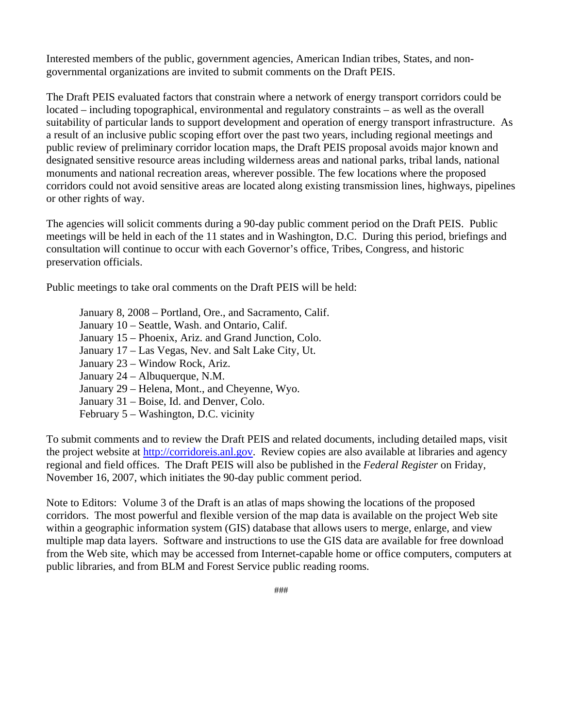Interested members of the public, government agencies, American Indian tribes, States, and non-governmental organizations are invited to submit comments on the Draft PEIS.

The Draft PEIS evaluated factors that constrain where a network of energy transport corridors could be located – including topographical, environmental and regulatory constraints – as well as the overall suitability of particular lands to support development and operation of energy transport infrastructure. As a result of an inclusive public scoping effort over the past two years, including regional meetings and public review of preliminary corridor location maps, the Draft PEIS proposal avoids major known and designated sensitive resource areas including wilderness areas and national parks, tribal lands, national monuments and national recreation areas, wherever possible. The few locations where the proposed corridors could not avoid sensitive areas are located along existing transmission lines, highways, pipelines or other rights of way.

The agencies will solicit comments during a 90-day public comment period on the Draft PEIS. Public meetings will be held in each of the 11 states and in Washington, D.C. During this period, briefings and consultation will continue to occur with each Governor's office, Tribes, Congress, and historic preservation officials.

Public meetings to take oral comments on the Draft PEIS will be held:

January 8, 2008 – Portland, Ore., and Sacramento, Calif.  
January 10 – Seattle, Wash. and Ontario, Calif.  
January 15 – Phoenix, Ariz. and Grand Junction, Colo.  
January 17 – Las Vegas, Nev. and Salt Lake City, Ut.  
January 23 – Window Rock, Ariz.  
January 24 – Albuquerque, N.M.  
January 29 – Helena, Mont., and Cheyenne, Wyo.  
January 31 – Boise, Id. and Denver, Colo.  
February 5 – Washington, D.C. vicinity

To submit comments and to review the Draft PEIS and related documents, including detailed maps, visit the project website at http://corridoreis.anl.gov. Review copies are also available at libraries and agency regional and field offices. The Draft PEIS will also be published in the *Federal Register* on Friday, November 16, 2007, which initiates the 90-day public comment period.

Note to Editors: Volume 3 of the Draft is an atlas of maps showing the locations of the proposed corridors. The most powerful and flexible version of the map data is available on the project Web site within a geographic information system (GIS) database that allows users to merge, enlarge, and view multiple map data layers. Software and instructions to use the GIS data are available for free download from the Web site, which may be accessed from Internet-capable home or office computers, computers at public libraries, and from BLM and Forest Service public reading rooms.

###